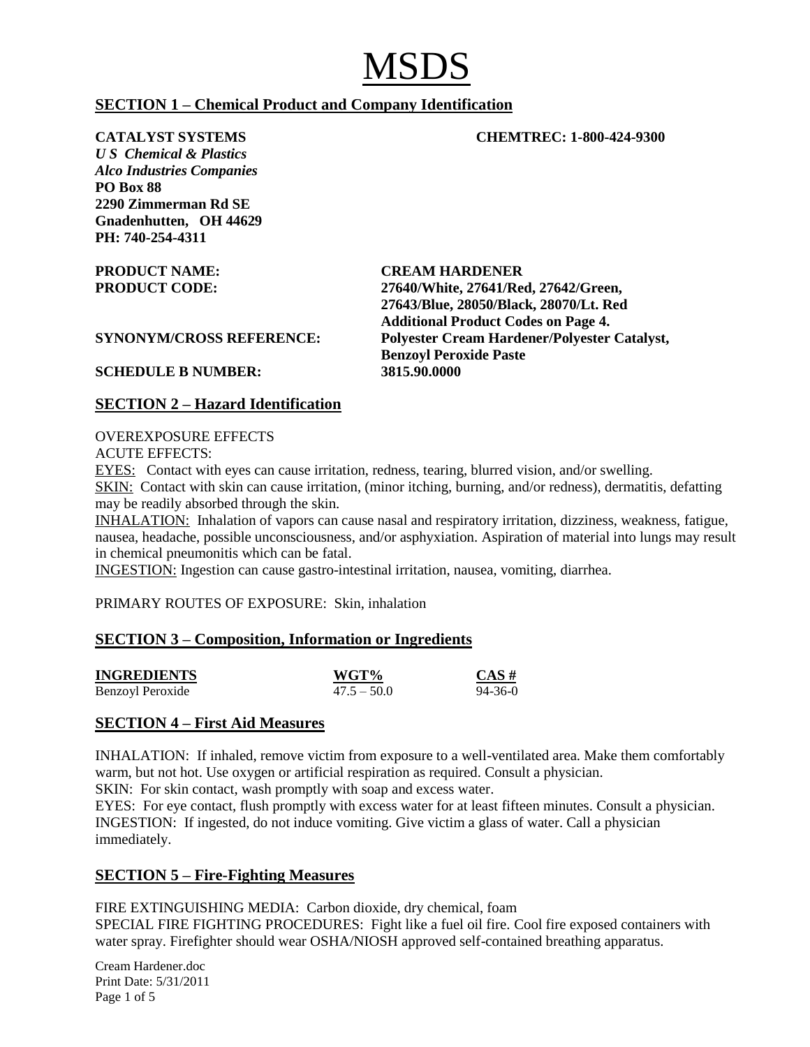# MSDS

## SECTION 1 – Chemical Product and Company Identification

**CATALYST SYSTEMS** **CHEMTREC: 1-800-424-9300**
***U S Chemical & Plastics***
***Alco Industries Companies***
**PO Box 88**
**2290 Zimmerman Rd SE**
**Gnadenhutten, OH 44629**
**PH: 740-254-4311**

| | |
|---|---|
| **PRODUCT NAME:** | **CREAM HARDENER** |
| **PRODUCT CODE:** | **27640/White, 27641/Red, 27642/Green, 27643/Blue, 28050/Black, 28070/Lt. Red Additional Product Codes on Page 4.** |
| **SYNONYM/CROSS REFERENCE:** | **Polyester Cream Hardener/Polyester Catalyst, Benzoyl Peroxide Paste** |
| **SCHEDULE B NUMBER:** | **3815.90.0000** |

## SECTION 2 – Hazard Identification

OVEREXPOSURE EFFECTS
ACUTE EFFECTS:
EYES: Contact with eyes can cause irritation, redness, tearing, blurred vision, and/or swelling.
SKIN: Contact with skin can cause irritation, (minor itching, burning, and/or redness), dermatitis, defatting may be readily absorbed through the skin.
INHALATION: Inhalation of vapors can cause nasal and respiratory irritation, dizziness, weakness, fatigue, nausea, headache, possible unconsciousness, and/or asphyxiation. Aspiration of material into lungs may result in chemical pneumonitis which can be fatal.
INGESTION: Ingestion can cause gastro-intestinal irritation, nausea, vomiting, diarrhea.

PRIMARY ROUTES OF EXPOSURE: Skin, inhalation

## SECTION 3 – Composition, Information or Ingredients

| INGREDIENTS | WGT% | CAS # |
|---|---|---|
| Benzoyl Peroxide | 47.5 – 50.0 | 94-36-0 |

## SECTION 4 – First Aid Measures

INHALATION: If inhaled, remove victim from exposure to a well-ventilated area. Make them comfortably warm, but not hot. Use oxygen or artificial respiration as required. Consult a physician.
SKIN: For skin contact, wash promptly with soap and excess water.
EYES: For eye contact, flush promptly with excess water for at least fifteen minutes. Consult a physician.
INGESTION: If ingested, do not induce vomiting. Give victim a glass of water. Call a physician immediately.

## SECTION 5 – Fire-Fighting Measures

FIRE EXTINGUISHING MEDIA: Carbon dioxide, dry chemical, foam
SPECIAL FIRE FIGHTING PROCEDURES: Fight like a fuel oil fire. Cool fire exposed containers with water spray. Firefighter should wear OSHA/NIOSH approved self-contained breathing apparatus.

Cream Hardener.doc
Print Date: 5/31/2011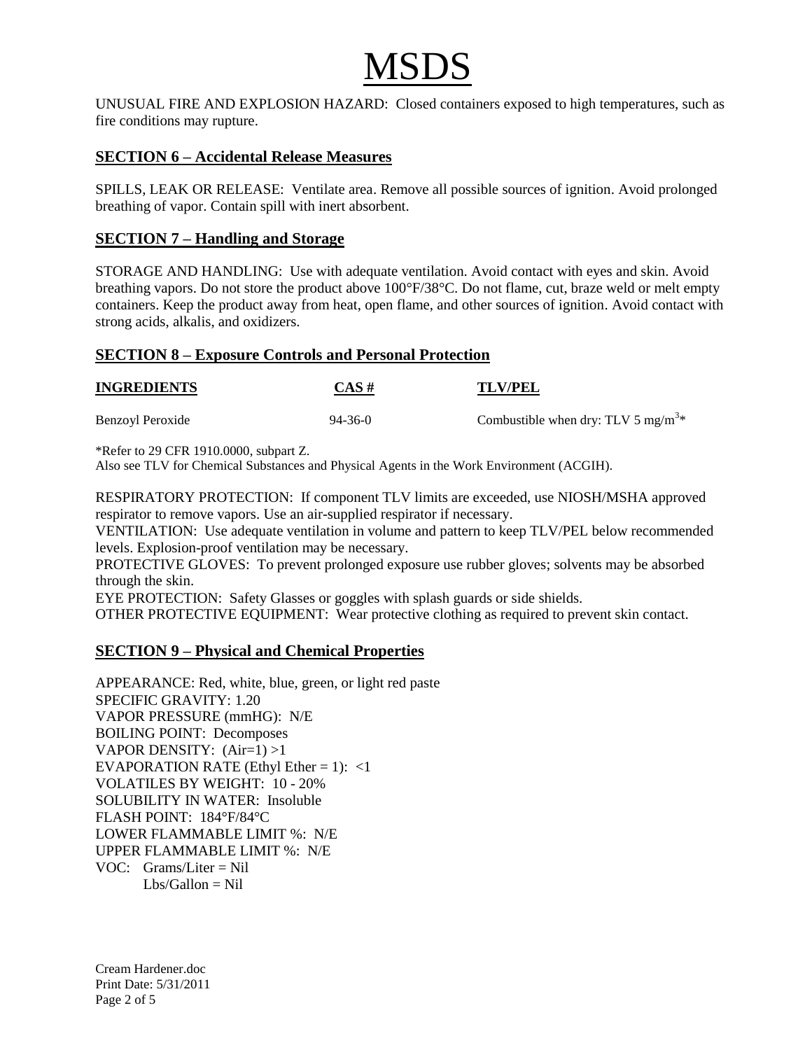UNUSUAL FIRE AND EXPLOSION HAZARD: Closed containers exposed to high temperatures, such as fire conditions may rupture.

## SECTION 6 – Accidental Release Measures

SPILLS, LEAK OR RELEASE: Ventilate area. Remove all possible sources of ignition. Avoid prolonged breathing of vapor. Contain spill with inert absorbent.

## SECTION 7 – Handling and Storage

STORAGE AND HANDLING: Use with adequate ventilation. Avoid contact with eyes and skin. Avoid breathing vapors. Do not store the product above 100°F/38°C. Do not flame, cut, braze weld or melt empty containers. Keep the product away from heat, open flame, and other sources of ignition. Avoid contact with strong acids, alkalis, and oxidizers.

## SECTION 8 – Exposure Controls and Personal Protection

| INGREDIENTS | CAS # | TLV/PEL |
|---|---|---|
| Benzoyl Peroxide | 94-36-0 | Combustible when dry: TLV 5 $mg/m^3$* |

*Refer to 29 CFR 1910.0000, subpart Z.
Also see TLV for Chemical Substances and Physical Agents in the Work Environment (ACGIH).

RESPIRATORY PROTECTION: If component TLV limits are exceeded, use NIOSH/MSHA approved respirator to remove vapors. Use an air-supplied respirator if necessary.
VENTILATION: Use adequate ventilation in volume and pattern to keep TLV/PEL below recommended levels. Explosion-proof ventilation may be necessary.
PROTECTIVE GLOVES: To prevent prolonged exposure use rubber gloves; solvents may be absorbed through the skin.
EYE PROTECTION: Safety Glasses or goggles with splash guards or side shields.
OTHER PROTECTIVE EQUIPMENT: Wear protective clothing as required to prevent skin contact.

## SECTION 9 – Physical and Chemical Properties

APPEARANCE: Red, white, blue, green, or light red paste
SPECIFIC GRAVITY: 1.20
VAPOR PRESSURE (mmHG): N/E
BOILING POINT: Decomposes
VAPOR DENSITY: (Air=1) >1
EVAPORATION RATE (Ethyl Ether = 1): <1
VOLATILES BY WEIGHT: 10 - 20%
SOLUBILITY IN WATER: Insoluble
FLASH POINT: 184°F/84°C
LOWER FLAMMABLE LIMIT %: N/E
UPPER FLAMMABLE LIMIT %: N/E
VOC: Grams/Liter = Nil
Lbs/Gallon = Nil

Cream Hardener.doc
Print Date: 5/31/2011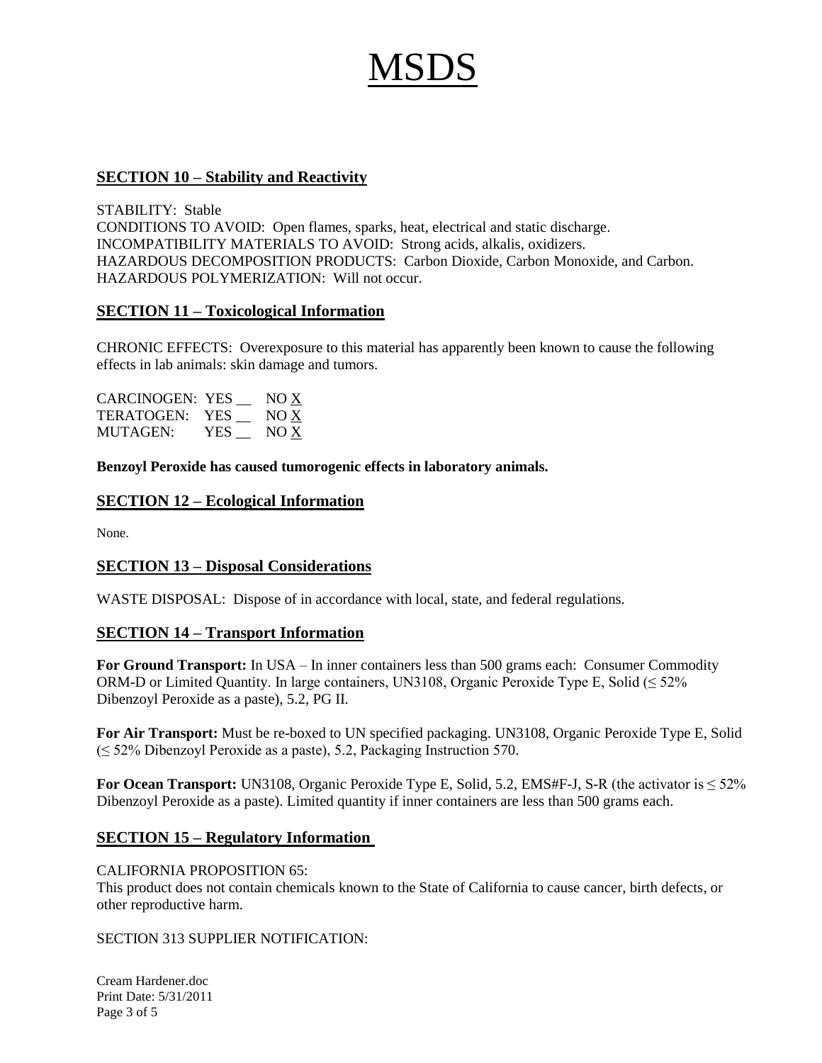# MSDS

## SECTION 10 – Stability and Reactivity

STABILITY: Stable
CONDITIONS TO AVOID: Open flames, sparks, heat, electrical and static discharge.
INCOMPATIBILITY MATERIALS TO AVOID: Strong acids, alkalis, oxidizers.
HAZARDOUS DECOMPOSITION PRODUCTS: Carbon Dioxide, Carbon Monoxide, and Carbon.
HAZARDOUS POLYMERIZATION: Will not occur.

## SECTION 11 – Toxicological Information

CHRONIC EFFECTS: Overexposure to this material has apparently been known to cause the following effects in lab animals: skin damage and tumors.

CARCINOGEN: YES __ NO X
TERATOGEN: YES __ NO X
MUTAGEN: YES __ NO X

**Benzoyl Peroxide has caused tumorogenic effects in laboratory animals.**

## SECTION 12 – Ecological Information

None.

## SECTION 13 – Disposal Considerations

WASTE DISPOSAL: Dispose of in accordance with local, state, and federal regulations.

## SECTION 14 – Transport Information

**For Ground Transport:** In USA – In inner containers less than 500 grams each: Consumer Commodity ORM-D or Limited Quantity. In large containers, UN3108, Organic Peroxide Type E, Solid (≤ 52% Dibenzoyl Peroxide as a paste), 5.2, PG II.

**For Air Transport:** Must be re-boxed to UN specified packaging. UN3108, Organic Peroxide Type E, Solid (≤ 52% Dibenzoyl Peroxide as a paste), 5.2, Packaging Instruction 570.

**For Ocean Transport:** UN3108, Organic Peroxide Type E, Solid, 5.2, EMS#F-J, S-R (the activator is ≤ 52% Dibenzoyl Peroxide as a paste). Limited quantity if inner containers are less than 500 grams each.

## SECTION 15 – Regulatory Information

CALIFORNIA PROPOSITION 65:
This product does not contain chemicals known to the State of California to cause cancer, birth defects, or other reproductive harm.

SECTION 313 SUPPLIER NOTIFICATION: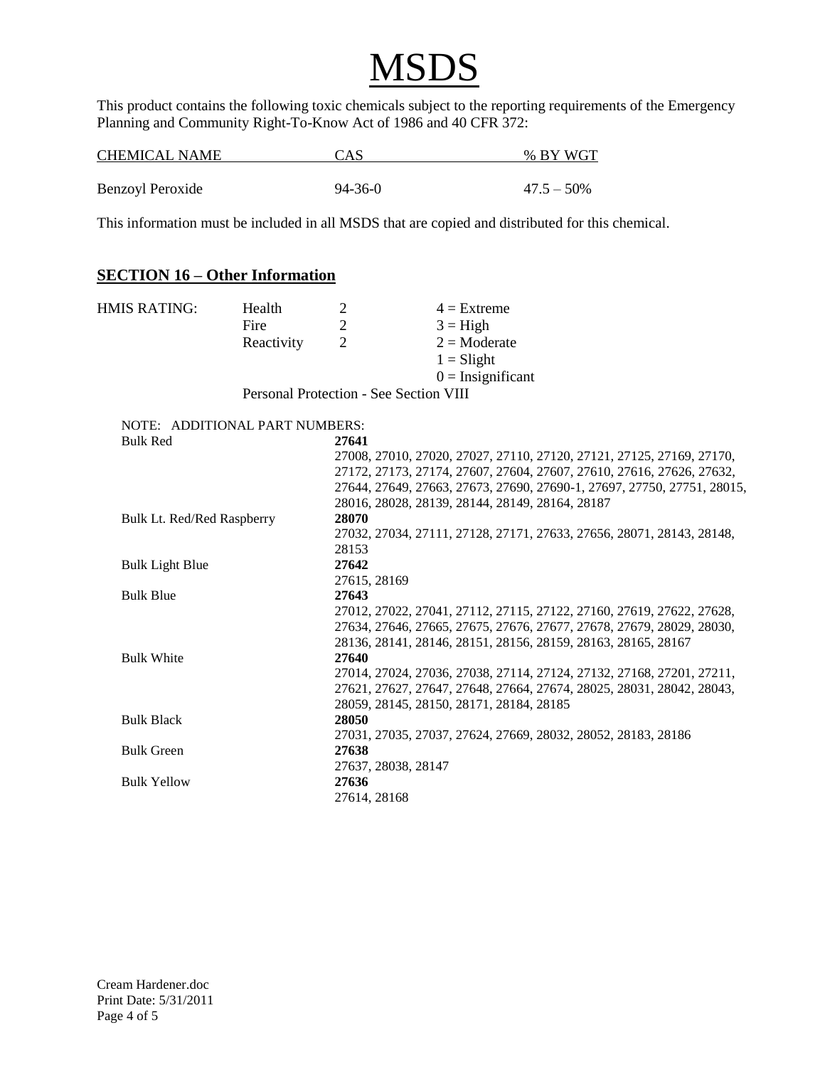# MSDS

This product contains the following toxic chemicals subject to the reporting requirements of the Emergency Planning and Community Right-To-Know Act of 1986 and 40 CFR 372:

| CHEMICAL NAME | CAS | % BY WGT |
|---|---|---|
| Benzoyl Peroxide | 94-36-0 | 47.5 – 50% |

This information must be included in all MSDS that are copied and distributed for this chemical.

## SECTION 16 – Other Information

| HMIS RATING: | | | |
|---|---|---|---|
| | Health | 2 | 4 = Extreme |
| | Fire | 2 | 3 = High |
| | Reactivity | 2 | 2 = Moderate |
| | | | 1 = Slight |
| | | | 0 = Insignificant |

Personal Protection - See Section VIII

NOTE: ADDITIONAL PART NUMBERS:

| | |
|---|---|
| Bulk Red | **27641**<br>27008, 27010, 27020, 27027, 27110, 27120, 27121, 27125, 27169, 27170, 27172, 27173, 27174, 27607, 27604, 27607, 27610, 27616, 27626, 27632, 27644, 27649, 27663, 27673, 27690, 27690-1, 27697, 27750, 27751, 28015, 28016, 28028, 28139, 28144, 28149, 28164, 28187 |
| Bulk Lt. Red/Red Raspberry | **28070**<br>27032, 27034, 27111, 27128, 27171, 27633, 27656, 28071, 28143, 28148, 28153 |
| Bulk Light Blue | **27642**<br>27615, 28169 |
| Bulk Blue | **27643**<br>27012, 27022, 27041, 27112, 27115, 27122, 27160, 27619, 27622, 27628, 27634, 27646, 27665, 27675, 27676, 27677, 27678, 27679, 28029, 28030, 28136, 28141, 28146, 28151, 28156, 28159, 28163, 28165, 28167 |
| Bulk White | **27640**<br>27014, 27024, 27036, 27038, 27114, 27124, 27132, 27168, 27201, 27211, 27621, 27627, 27647, 27648, 27664, 27674, 28025, 28031, 28042, 28043, 28059, 28145, 28150, 28171, 28184, 28185 |
| Bulk Black | **28050**<br>27031, 27035, 27037, 27624, 27669, 28032, 28052, 28183, 28186 |
| Bulk Green | **27638**<br>27637, 28038, 28147 |
| Bulk Yellow | **27636**<br>27614, 28168 |

Cream Hardener.doc
Print Date: 5/31/2011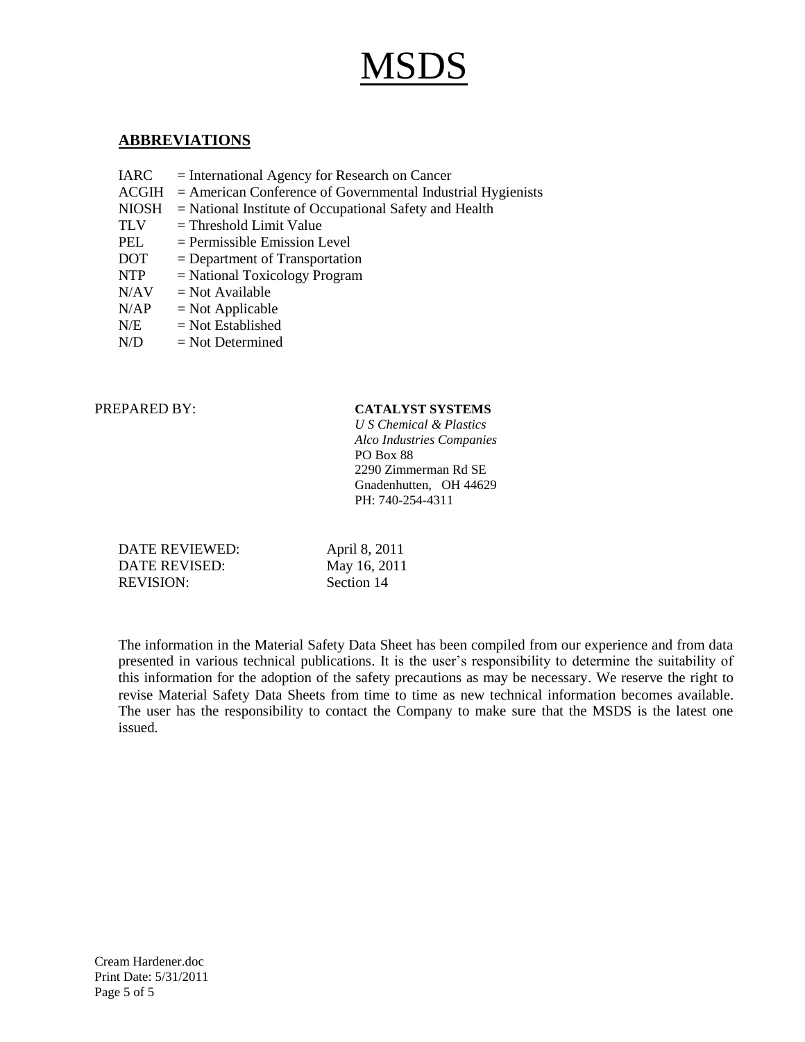# MSDS

## ABBREVIATIONS

| | |
|---|---|
| IARC | = International Agency for Research on Cancer |
| ACGIH | = American Conference of Governmental Industrial Hygienists |
| NIOSH | = National Institute of Occupational Safety and Health |
| TLV | = Threshold Limit Value |
| PEL | = Permissible Emission Level |
| DOT | = Department of Transportation |
| NTP | = National Toxicology Program |
| N/AV | = Not Available |
| N/AP | = Not Applicable |
| N/E | = Not Established |
| N/D | = Not Determined |

PREPARED BY:

**CATALYST SYSTEMS**
*U S Chemical & Plastics*
*Alco Industries Companies*
PO Box 88
2290 Zimmerman Rd SE
Gnadenhutten, OH 44629
PH: 740-254-4311

| | |
|---|---|
| DATE REVIEWED: | April 8, 2011 |
| DATE REVISED: | May 16, 2011 |
| REVISION: | Section 14 |

The information in the Material Safety Data Sheet has been compiled from our experience and from data presented in various technical publications. It is the user's responsibility to determine the suitability of this information for the adoption of the safety precautions as may be necessary. We reserve the right to revise Material Safety Data Sheets from time to time as new technical information becomes available. The user has the responsibility to contact the Company to make sure that the MSDS is the latest one issued.

Cream Hardener.doc
Print Date: 5/31/2011